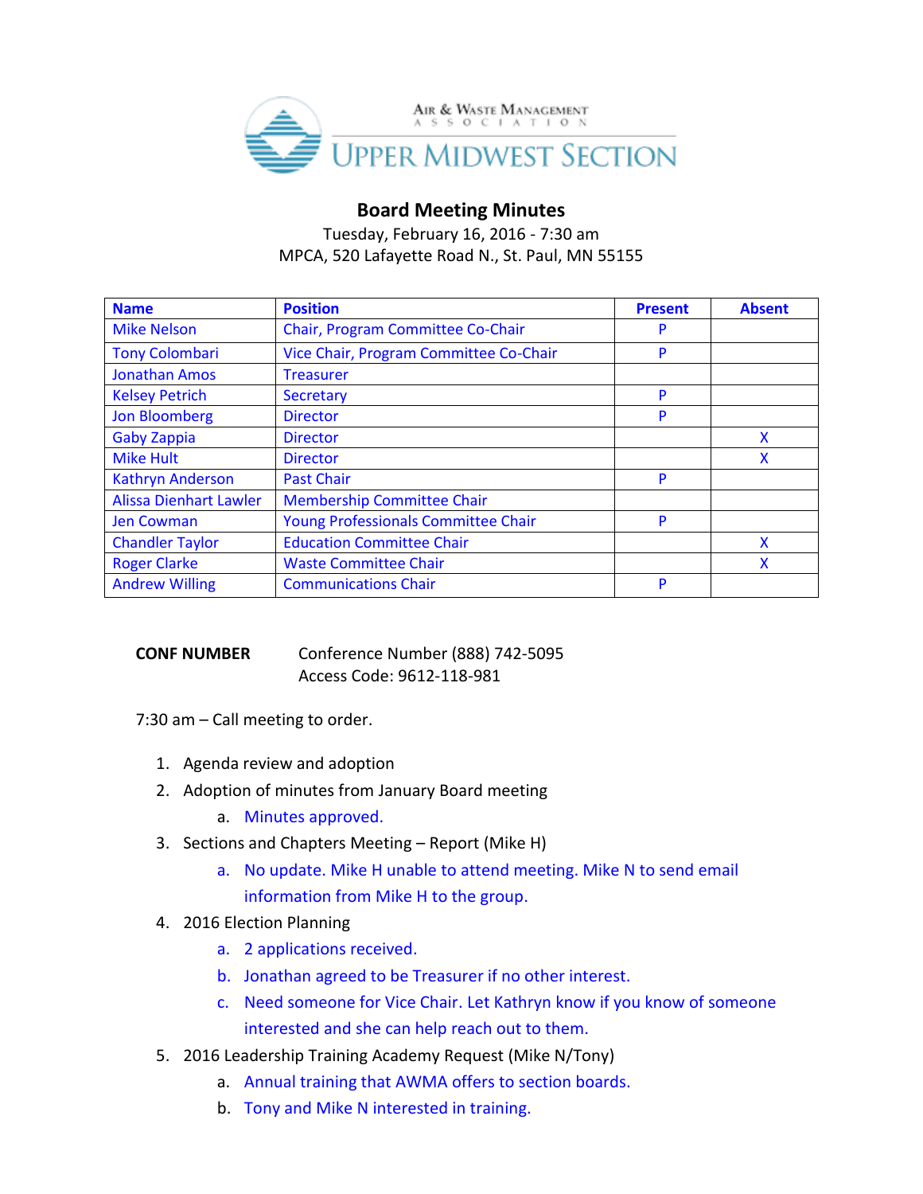Air & Waste Management Association

UPPER MIDWEST SECTION

# Board Meeting Minutes

Tuesday, February 16, 2016 - 7:30 am
MPCA, 520 Lafayette Road N., St. Paul, MN 55155

| Name | Position | Present | Absent |
|---|---|---|---|
| Mike Nelson | Chair, Program Committee Co-Chair | P | |
| Tony Colombari | Vice Chair, Program Committee Co-Chair | P | |
| Jonathan Amos | Treasurer | | |
| Kelsey Petrich | Secretary | P | |
| Jon Bloomberg | Director | P | |
| Gaby Zappia | Director | | X |
| Mike Hult | Director | | X |
| Kathryn Anderson | Past Chair | P | |
| Alissa Dienhart Lawler | Membership Committee Chair | | |
| Jen Cowman | Young Professionals Committee Chair | P | |
| Chandler Taylor | Education Committee Chair | | X |
| Roger Clarke | Waste Committee Chair | | X |
| Andrew Willing | Communications Chair | P | |

**CONF NUMBER** Conference Number (888) 742-5095
Access Code: 9612-118-981

7:30 am – Call meeting to order.

1. Agenda review and adoption
2. Adoption of minutes from January Board meeting
   a. Minutes approved.
3. Sections and Chapters Meeting – Report (Mike H)
   a. No update. Mike H unable to attend meeting. Mike N to send email information from Mike H to the group.
4. 2016 Election Planning
   a. 2 applications received.
   b. Jonathan agreed to be Treasurer if no other interest.
   c. Need someone for Vice Chair. Let Kathryn know if you know of someone interested and she can help reach out to them.
5. 2016 Leadership Training Academy Request (Mike N/Tony)
   a. Annual training that AWMA offers to section boards.
   b. Tony and Mike N interested in training.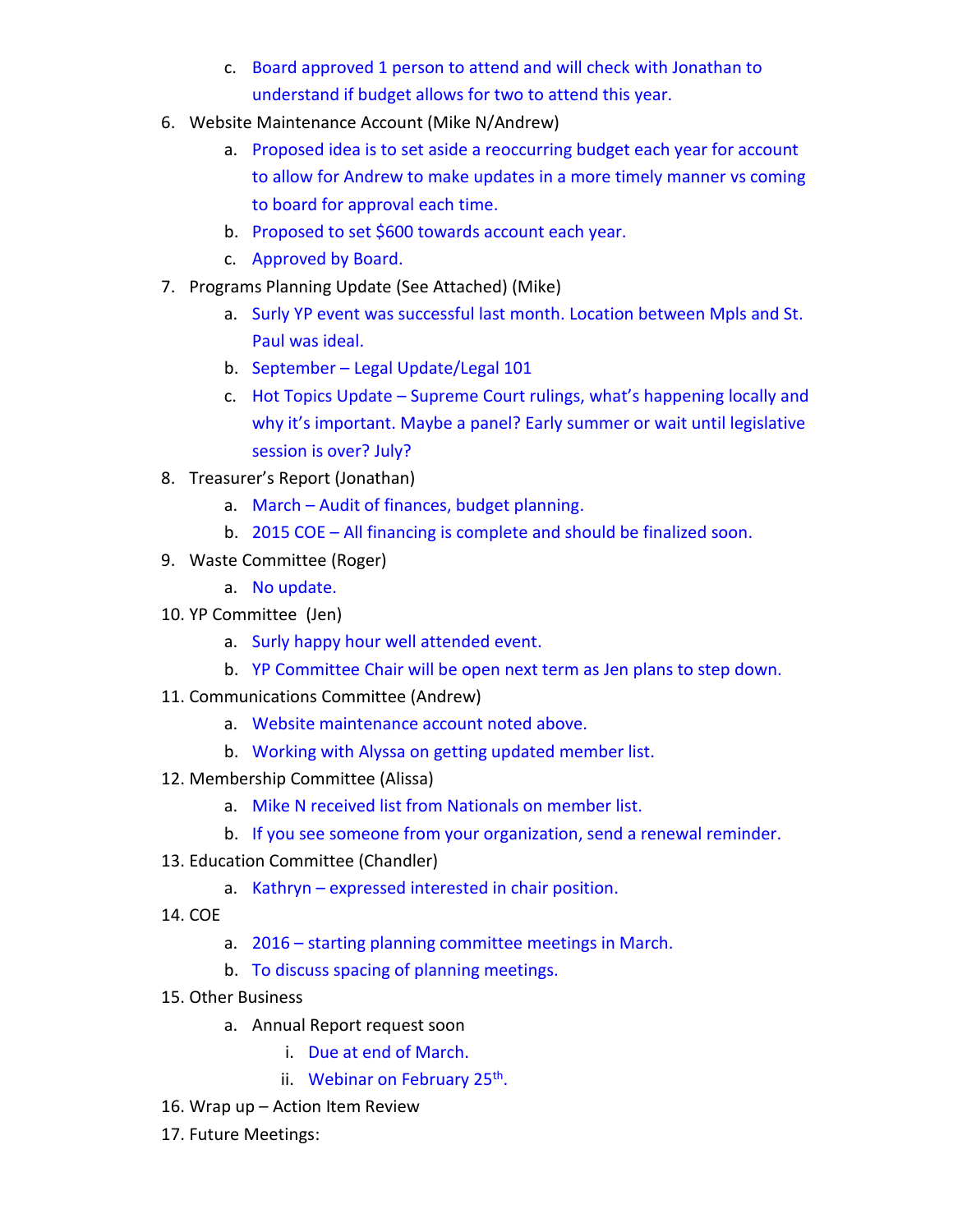c. Board approved 1 person to attend and will check with Jonathan to understand if budget allows for two to attend this year.

6. Website Maintenance Account (Mike N/Andrew)
   a. Proposed idea is to set aside a reoccurring budget each year for account to allow for Andrew to make updates in a more timely manner vs coming to board for approval each time.
   b. Proposed to set $600 towards account each year.
   c. Approved by Board.
7. Programs Planning Update (See Attached) (Mike)
   a. Surly YP event was successful last month. Location between Mpls and St. Paul was ideal.
   b. September – Legal Update/Legal 101
   c. Hot Topics Update – Supreme Court rulings, what's happening locally and why it's important. Maybe a panel? Early summer or wait until legislative session is over? July?
8. Treasurer's Report (Jonathan)
   a. March – Audit of finances, budget planning.
   b. 2015 COE – All financing is complete and should be finalized soon.
9. Waste Committee (Roger)
   a. No update.
10. YP Committee (Jen)
    a. Surly happy hour well attended event.
    b. YP Committee Chair will be open next term as Jen plans to step down.
11. Communications Committee (Andrew)
    a. Website maintenance account noted above.
    b. Working with Alyssa on getting updated member list.
12. Membership Committee (Alissa)
    a. Mike N received list from Nationals on member list.
    b. If you see someone from your organization, send a renewal reminder.
13. Education Committee (Chandler)
    a. Kathryn – expressed interested in chair position.
14. COE
    a. 2016 – starting planning committee meetings in March.
    b. To discuss spacing of planning meetings.
15. Other Business
    a. Annual Report request soon
       i. Due at end of March.
       ii. Webinar on February 25th.
16. Wrap up – Action Item Review
17. Future Meetings: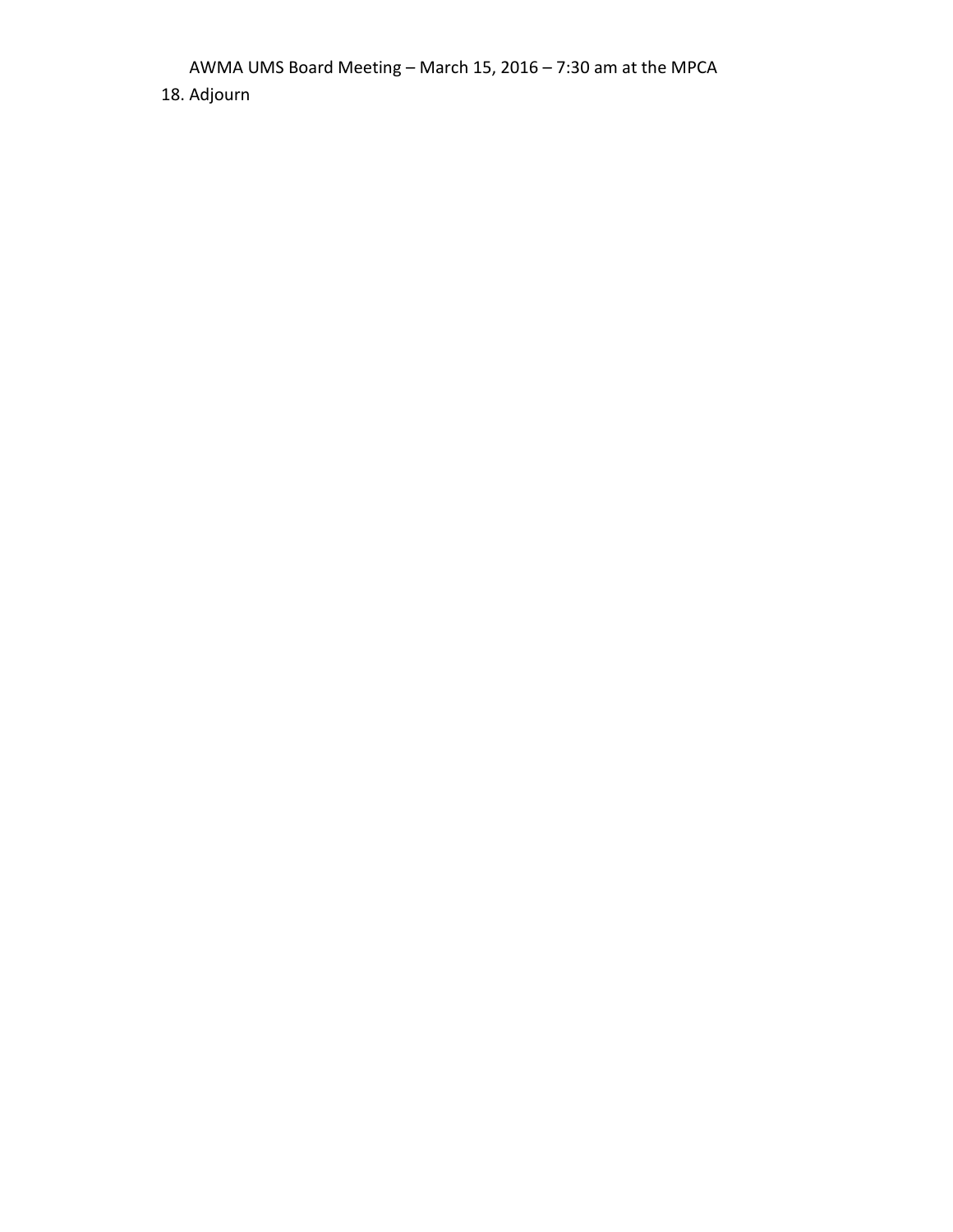18. Adjourn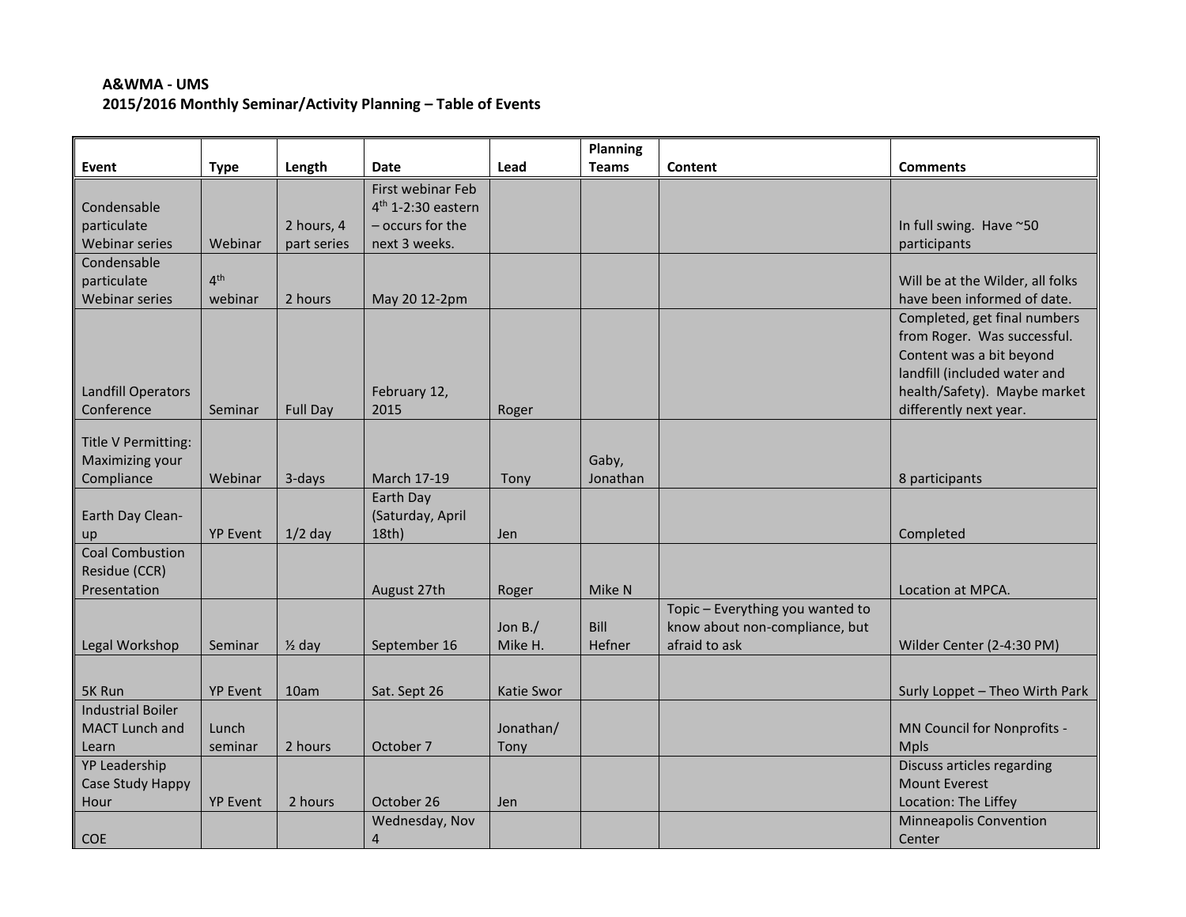**A&WMA - UMS**
**2015/2016 Monthly Seminar/Activity Planning – Table of Events**

| Event | Type | Length | Date | Lead | Planning Teams | Content | Comments |
|---|---|---|---|---|---|---|---|
| Condensable particulate Webinar series | Webinar | 2 hours, 4 part series | First webinar Feb 4th 1-2:30 eastern – occurs for the next 3 weeks. | | | | In full swing. Have ~50 participants |
| Condensable particulate Webinar series | 4th webinar | 2 hours | May 20 12-2pm | | | | Will be at the Wilder, all folks have been informed of date. |
| Landfill Operators Conference | Seminar | Full Day | February 12, 2015 | Roger | | | Completed, get final numbers from Roger. Was successful. Content was a bit beyond landfill (included water and health/Safety). Maybe market differently next year. |
| Title V Permitting: Maximizing your Compliance | Webinar | 3-days | March 17-19 | Tony | Gaby, Jonathan | | 8 participants |
| Earth Day Clean-up | YP Event | 1/2 day | Earth Day (Saturday, April 18th) | Jen | | | Completed |
| Coal Combustion Residue (CCR) Presentation | | | August 27th | Roger | Mike N | | Location at MPCA. |
| Legal Workshop | Seminar | ½ day | September 16 | Jon B./ Mike H. | Bill Hefner | Topic – Everything you wanted to know about non-compliance, but afraid to ask | Wilder Center (2-4:30 PM) |
| 5K Run | YP Event | 10am | Sat. Sept 26 | Katie Swor | | | Surly Loppet – Theo Wirth Park |
| Industrial Boiler MACT Lunch and Learn | Lunch seminar | 2 hours | October 7 | Jonathan/ Tony | | | MN Council for Nonprofits - Mpls |
| YP Leadership Case Study Happy Hour | YP Event | 2 hours | October 26 | Jen | | | Discuss articles regarding Mount Everest<br>Location: The Liffey |
| COE | | | Wednesday, Nov 4 | | | | Minneapolis Convention Center |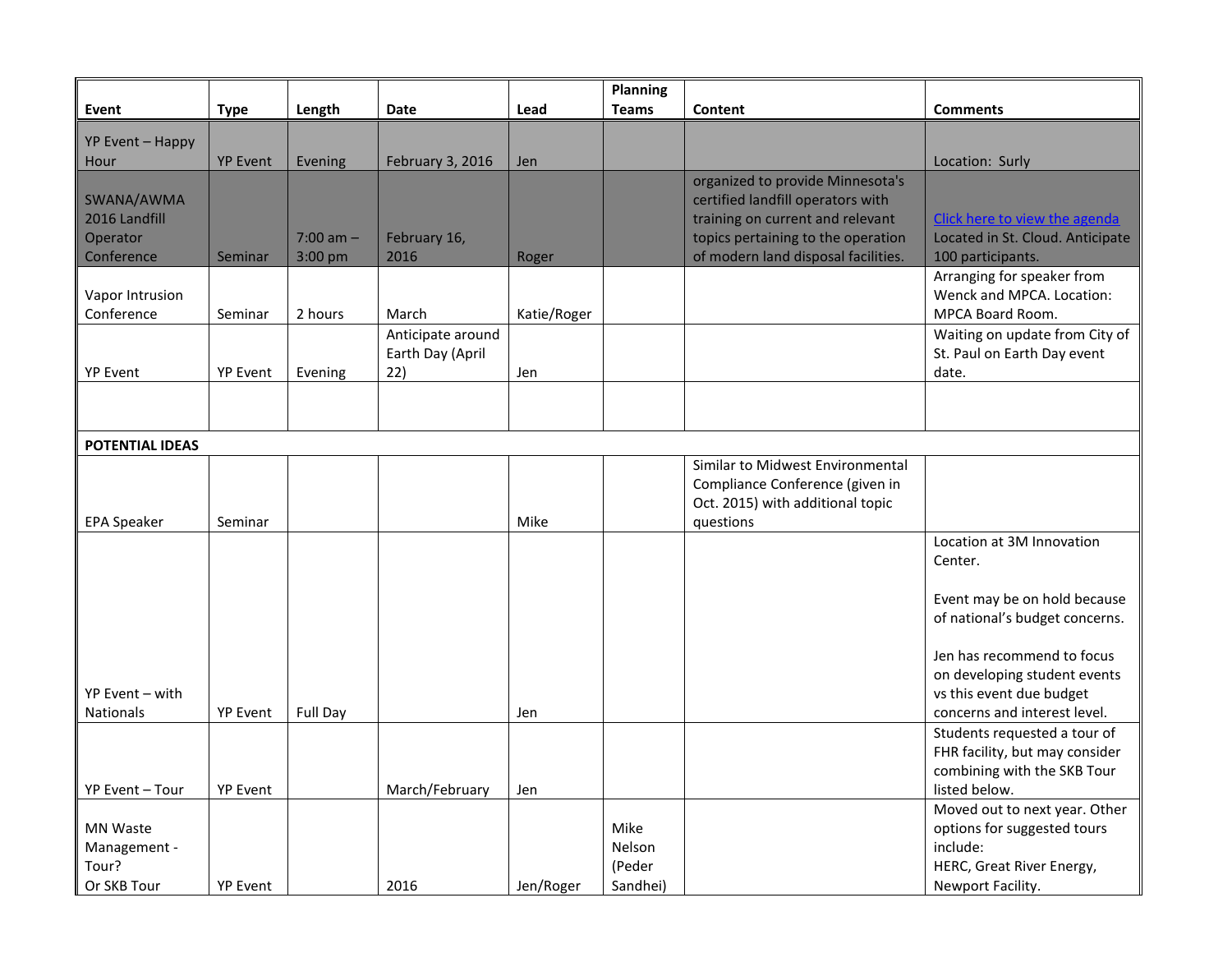| Event | Type | Length | Date | Lead | Planning Teams | Content | Comments |
|---|---|---|---|---|---|---|---|
| YP Event – Happy Hour | YP Event | Evening | February 3, 2016 | Jen | | | Location: Surly |
| SWANA/AWMA 2016 Landfill Operator Conference | Seminar | 7:00 am – 3:00 pm | February 16, 2016 | Roger | | organized to provide Minnesota's certified landfill operators with training on current and relevant topics pertaining to the operation of modern land disposal facilities. | Click here to view the agenda Located in St. Cloud. Anticipate 100 participants. |
| Vapor Intrusion Conference | Seminar | 2 hours | March | Katie/Roger | | | Arranging for speaker from Wenck and MPCA. Location: MPCA Board Room. |
| YP Event | YP Event | Evening | Anticipate around Earth Day (April 22) | Jen | | | Waiting on update from City of St. Paul on Earth Day event date. |
| | | | | | | | |
| **POTENTIAL IDEAS** | | | | | | | |
| EPA Speaker | Seminar | | | Mike | | Similar to Midwest Environmental Compliance Conference (given in Oct. 2015) with additional topic questions | |
| YP Event – with Nationals | YP Event | Full Day | | Jen | | | Location at 3M Innovation Center.<br><br>Event may be on hold because of national's budget concerns.<br><br>Jen has recommend to focus on developing student events vs this event due budget concerns and interest level. |
| YP Event – Tour | YP Event | | March/February | Jen | | | Students requested a tour of FHR facility, but may consider combining with the SKB Tour listed below. |
| MN Waste Management - Tour? Or SKB Tour | YP Event | | 2016 | Jen/Roger | Mike Nelson (Peder Sandhei) | | Moved out to next year. Other options for suggested tours include: HERC, Great River Energy, Newport Facility. |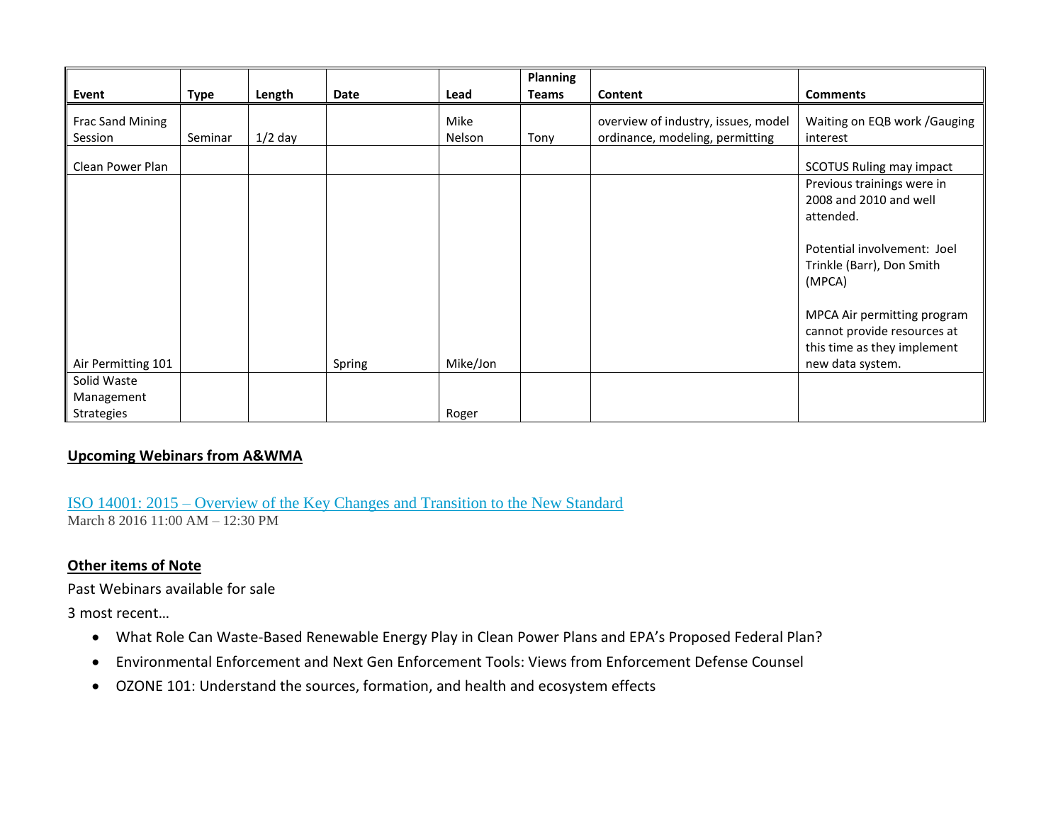| Event | Type | Length | Date | Lead | Planning Teams | Content | Comments |
|---|---|---|---|---|---|---|---|
| Frac Sand Mining Session | Seminar | 1/2 day | | Mike Nelson | Tony | overview of industry, issues, model ordinance, modeling, permitting | Waiting on EQB work /Gauging interest |
| Clean Power Plan | | | | | | | SCOTUS Ruling may impact |
| Air Permitting 101 | | | Spring | Mike/Jon | | | Previous trainings were in 2008 and 2010 and well attended.<br><br>Potential involvement: Joel Trinkle (Barr), Don Smith (MPCA)<br><br>MPCA Air permitting program cannot provide resources at this time as they implement new data system. |
| Solid Waste Management Strategies | | | | Roger | | | |

**Upcoming Webinars from A&WMA**

ISO 14001: 2015 – Overview of the Key Changes and Transition to the New Standard
March 8 2016 11:00 AM – 12:30 PM

**Other items of Note**

Past Webinars available for sale

3 most recent…

- What Role Can Waste-Based Renewable Energy Play in Clean Power Plans and EPA's Proposed Federal Plan?
- Environmental Enforcement and Next Gen Enforcement Tools: Views from Enforcement Defense Counsel
- OZONE 101: Understand the sources, formation, and health and ecosystem effects